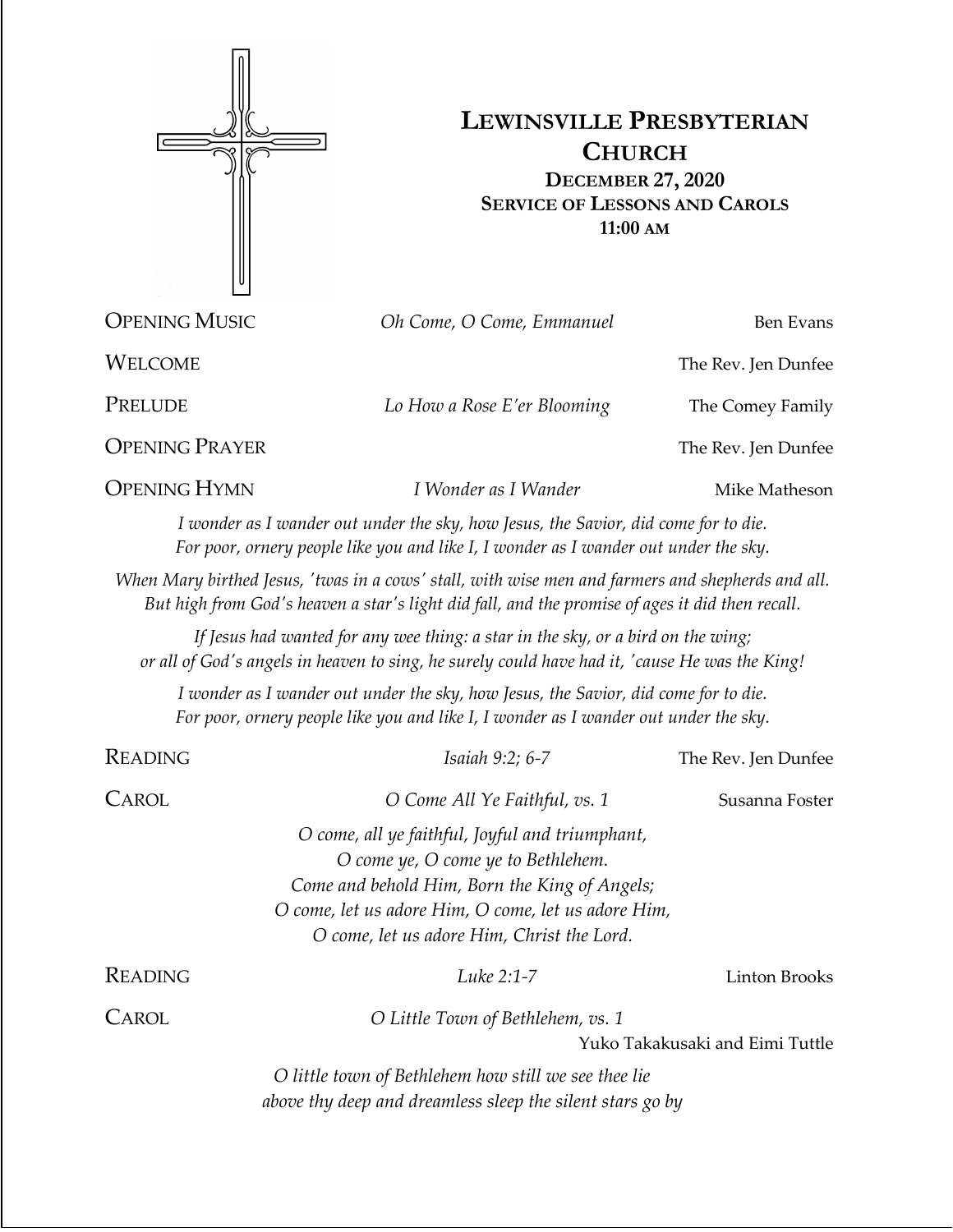# Lewinsville Presbyterian Church

**December 27, 2020**
**Service of Lessons and Carols**
**11:00 AM**

OPENING MUSIC — *Oh Come, O Come, Emmanuel* — Ben Evans

WELCOME — The Rev. Jen Dunfee

PRELUDE — *Lo How a Rose E'er Blooming* — The Comey Family

OPENING PRAYER — The Rev. Jen Dunfee

OPENING HYMN — *I Wonder as I Wander* — Mike Matheson

*I wonder as I wander out under the sky, how Jesus, the Savior, did come for to die.*
*For poor, ornery people like you and like I, I wonder as I wander out under the sky.*

*When Mary birthed Jesus, 'twas in a cows' stall, with wise men and farmers and shepherds and all.*
*But high from God's heaven a star's light did fall, and the promise of ages it did then recall.*

*If Jesus had wanted for any wee thing: a star in the sky, or a bird on the wing;*
*or all of God's angels in heaven to sing, he surely could have had it, 'cause He was the King!*

*I wonder as I wander out under the sky, how Jesus, the Savior, did come for to die.*
*For poor, ornery people like you and like I, I wonder as I wander out under the sky.*

READING — *Isaiah 9:2; 6-7* — The Rev. Jen Dunfee

CAROL — *O Come All Ye Faithful, vs. 1* — Susanna Foster

*O come, all ye faithful, Joyful and triumphant,*
*O come ye, O come ye to Bethlehem.*
*Come and behold Him, Born the King of Angels;*
*O come, let us adore Him, O come, let us adore Him,*
*O come, let us adore Him, Christ the Lord.*

READING — *Luke 2:1-7* — Linton Brooks

CAROL — *O Little Town of Bethlehem, vs. 1* — Yuko Takakusaki and Eimi Tuttle

*O little town of Bethlehem how still we see thee lie*
*above thy deep and dreamless sleep the silent stars go by*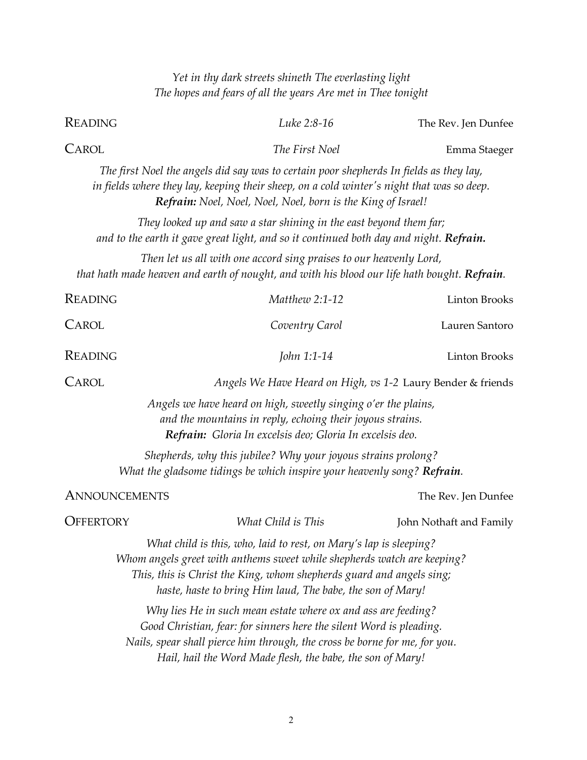*Yet in thy dark streets shineth The everlasting light*
*The hopes and fears of all the years Are met in Thee tonight*

READING — *Luke 2:8-16* — The Rev. Jen Dunfee

CAROL — *The First Noel* — Emma Staeger

*The first Noel the angels did say was to certain poor shepherds In fields as they lay,*
*in fields where they lay, keeping their sheep, on a cold winter's night that was so deep.*
***Refrain:*** *Noel, Noel, Noel, Noel, born is the King of Israel!*

*They looked up and saw a star shining in the east beyond them far;*
*and to the earth it gave great light, and so it continued both day and night.* ***Refrain.***

*Then let us all with one accord sing praises to our heavenly Lord,*
*that hath made heaven and earth of nought, and with his blood our life hath bought.* ***Refrain****.*

READING — *Matthew 2:1-12* — Linton Brooks

CAROL — *Coventry Carol* — Lauren Santoro

READING — *John 1:1-14* — Linton Brooks

CAROL — *Angels We Have Heard on High, vs 1-2* — Laury Bender & friends

*Angels we have heard on high, sweetly singing o'er the plains,*
*and the mountains in reply, echoing their joyous strains.*
***Refrain:*** *Gloria In excelsis deo; Gloria In excelsis deo.*

*Shepherds, why this jubilee? Why your joyous strains prolong?*
*What the gladsome tidings be which inspire your heavenly song?* ***Refrain****.*

ANNOUNCEMENTS — The Rev. Jen Dunfee

OFFERTORY — *What Child is This* — John Nothaft and Family

*What child is this, who, laid to rest, on Mary's lap is sleeping?*
*Whom angels greet with anthems sweet while shepherds watch are keeping?*
*This, this is Christ the King, whom shepherds guard and angels sing;*
*haste, haste to bring Him laud, The babe, the son of Mary!*

*Why lies He in such mean estate where ox and ass are feeding?*
*Good Christian, fear: for sinners here the silent Word is pleading.*
*Nails, spear shall pierce him through, the cross be borne for me, for you.*
*Hail, hail the Word Made flesh, the babe, the son of Mary!*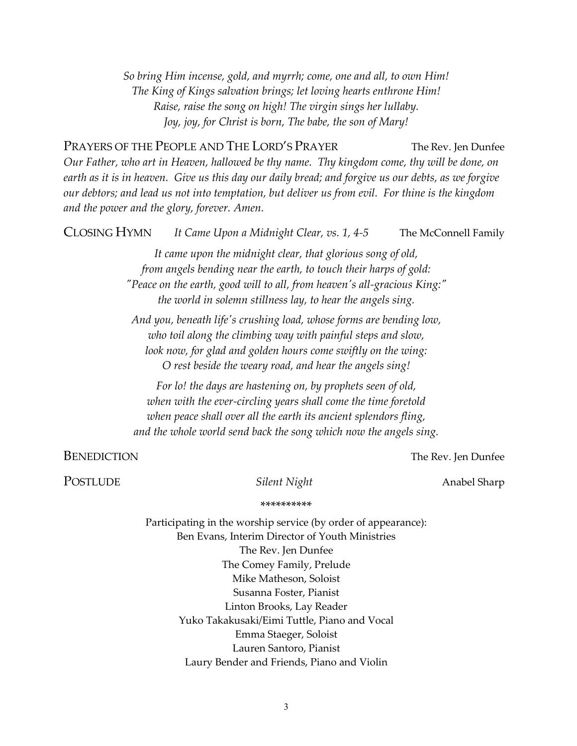*So bring Him incense, gold, and myrrh; come, one and all, to own Him!*
*The King of Kings salvation brings; let loving hearts enthrone Him!*
*Raise, raise the song on high! The virgin sings her lullaby.*
*Joy, joy, for Christ is born, The babe, the son of Mary!*

PRAYERS OF THE PEOPLE AND THE LORD'S PRAYER — The Rev. Jen Dunfee

*Our Father, who art in Heaven, hallowed be thy name. Thy kingdom come, thy will be done, on earth as it is in heaven. Give us this day our daily bread; and forgive us our debts, as we forgive our debtors; and lead us not into temptation, but deliver us from evil. For thine is the kingdom and the power and the glory, forever. Amen.*

CLOSING HYMN — *It Came Upon a Midnight Clear, vs. 1, 4-5* — The McConnell Family

*It came upon the midnight clear, that glorious song of old,*
*from angels bending near the earth, to touch their harps of gold:*
*"Peace on the earth, good will to all, from heaven's all-gracious King:"*
*the world in solemn stillness lay, to hear the angels sing.*

*And you, beneath life's crushing load, whose forms are bending low,*
*who toil along the climbing way with painful steps and slow,*
*look now, for glad and golden hours come swiftly on the wing:*
*O rest beside the weary road, and hear the angels sing!*

*For lo! the days are hastening on, by prophets seen of old,*
*when with the ever-circling years shall come the time foretold*
*when peace shall over all the earth its ancient splendors fling,*
*and the whole world send back the song which now the angels sing.*

BENEDICTION — The Rev. Jen Dunfee

POSTLUDE — *Silent Night* — Anabel Sharp

*********

Participating in the worship service (by order of appearance):
Ben Evans, Interim Director of Youth Ministries
The Rev. Jen Dunfee
The Comey Family, Prelude
Mike Matheson, Soloist
Susanna Foster, Pianist
Linton Brooks, Lay Reader
Yuko Takakusaki/Eimi Tuttle, Piano and Vocal
Emma Staeger, Soloist
Lauren Santoro, Pianist
Laury Bender and Friends, Piano and Violin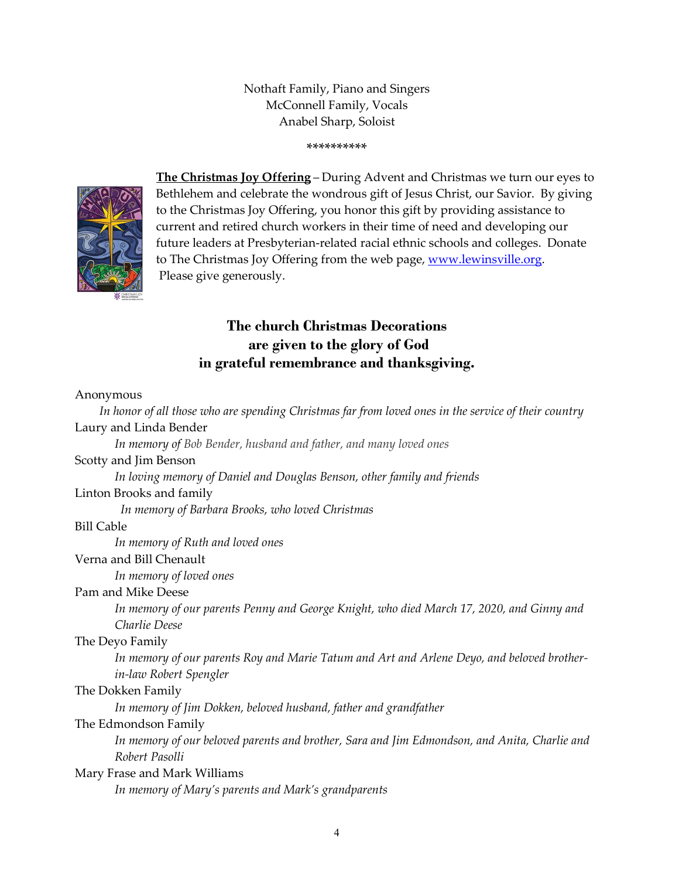Nothaft Family, Piano and Singers
McConnell Family, Vocals
Anabel Sharp, Soloist

*********

**The Christmas Joy Offering** – During Advent and Christmas we turn our eyes to Bethlehem and celebrate the wondrous gift of Jesus Christ, our Savior. By giving to the Christmas Joy Offering, you honor this gift by providing assistance to current and retired church workers in their time of need and developing our future leaders at Presbyterian-related racial ethnic schools and colleges. Donate to The Christmas Joy Offering from the web page, [www.lewinsville.org](www.lewinsville.org). Please give generously.

## The church Christmas Decorations are given to the glory of God in grateful remembrance and thanksgiving.

Anonymous
*In honor of all those who are spending Christmas far from loved ones in the service of their country*

Laury and Linda Bender
*In memory of Bob Bender, husband and father, and many loved ones*

Scotty and Jim Benson
*In loving memory of Daniel and Douglas Benson, other family and friends*

Linton Brooks and family
*In memory of Barbara Brooks, who loved Christmas*

Bill Cable
*In memory of Ruth and loved ones*

Verna and Bill Chenault
*In memory of loved ones*

Pam and Mike Deese
*In memory of our parents Penny and George Knight, who died March 17, 2020, and Ginny and Charlie Deese*

The Deyo Family
*In memory of our parents Roy and Marie Tatum and Art and Arlene Deyo, and beloved brother-in-law Robert Spengler*

The Dokken Family
*In memory of Jim Dokken, beloved husband, father and grandfather*

The Edmondson Family
*In memory of our beloved parents and brother, Sara and Jim Edmondson, and Anita, Charlie and Robert Pasolli*

Mary Frase and Mark Williams
*In memory of Mary's parents and Mark's grandparents*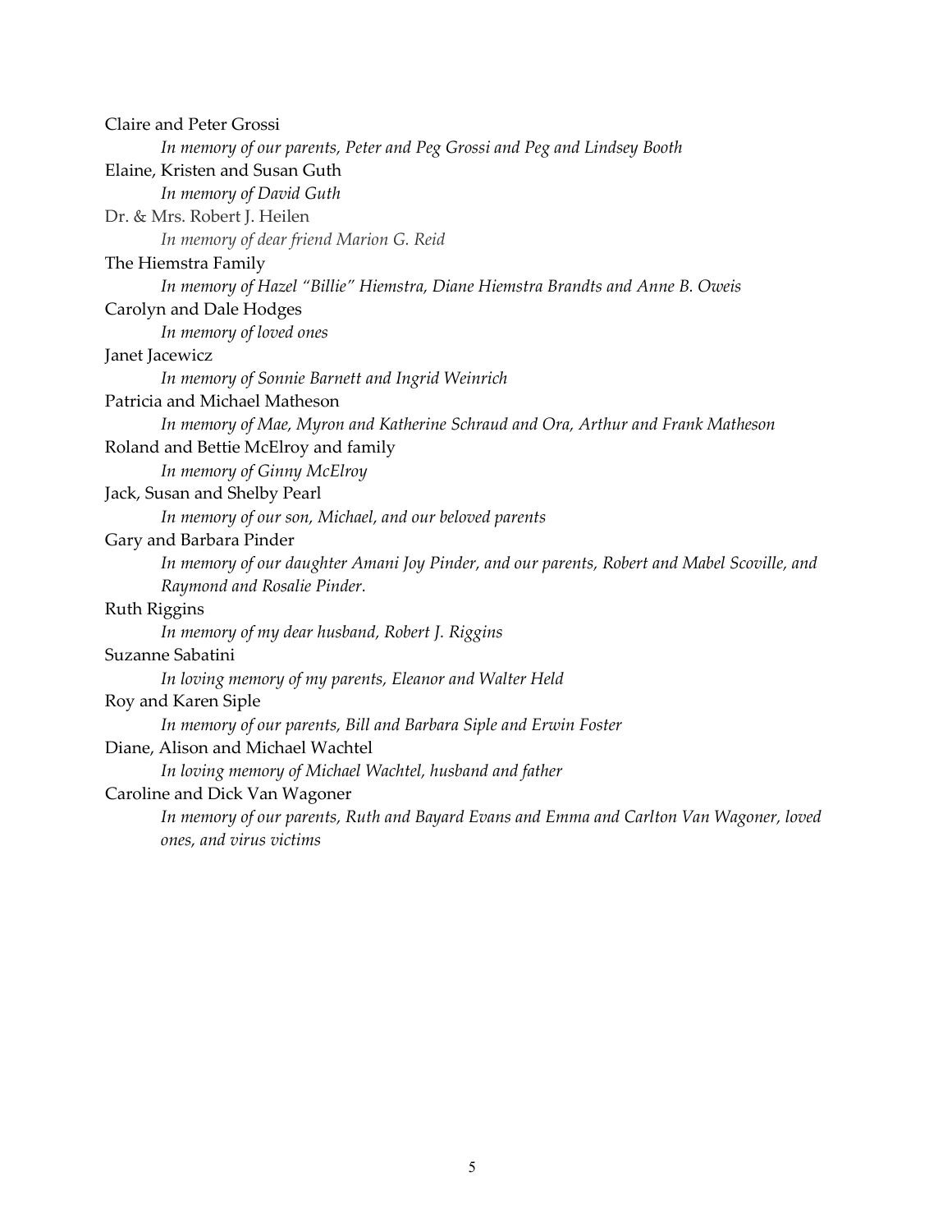Claire and Peter Grossi

*In memory of our parents, Peter and Peg Grossi and Peg and Lindsey Booth*

Elaine, Kristen and Susan Guth

*In memory of David Guth*

Dr. & Mrs. Robert J. Heilen

*In memory of dear friend Marion G. Reid*

The Hiemstra Family

*In memory of Hazel "Billie" Hiemstra, Diane Hiemstra Brandts and Anne B. Oweis*

Carolyn and Dale Hodges

*In memory of loved ones*

Janet Jacewicz

*In memory of Sonnie Barnett and Ingrid Weinrich*

Patricia and Michael Matheson

*In memory of Mae, Myron and Katherine Schraud and Ora, Arthur and Frank Matheson*

Roland and Bettie McElroy and family

*In memory of Ginny McElroy*

Jack, Susan and Shelby Pearl

*In memory of our son, Michael, and our beloved parents*

Gary and Barbara Pinder

*In memory of our daughter Amani Joy Pinder, and our parents, Robert and Mabel Scoville, and Raymond and Rosalie Pinder.*

Ruth Riggins

*In memory of my dear husband, Robert J. Riggins*

Suzanne Sabatini

*In loving memory of my parents, Eleanor and Walter Held*

Roy and Karen Siple

*In memory of our parents, Bill and Barbara Siple and Erwin Foster*

Diane, Alison and Michael Wachtel

*In loving memory of Michael Wachtel, husband and father*

Caroline and Dick Van Wagoner

*In memory of our parents, Ruth and Bayard Evans and Emma and Carlton Van Wagoner, loved ones, and virus victims*